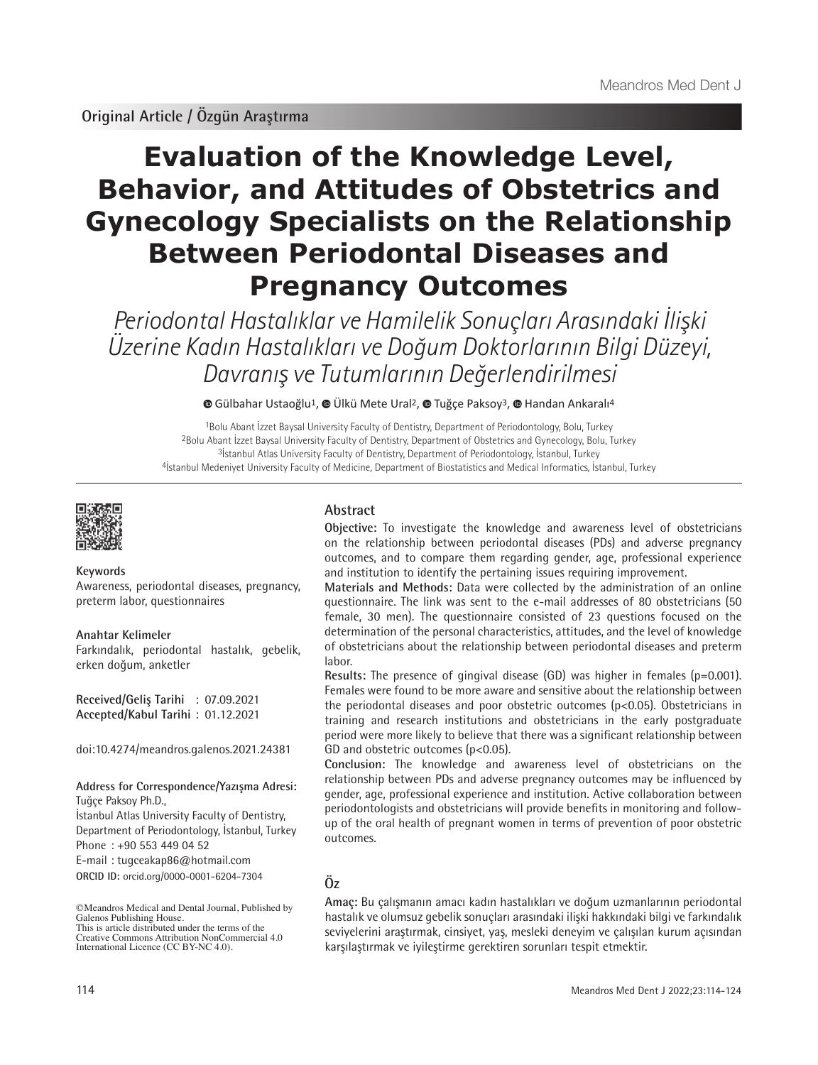Original Article / Özgün Araştırma

# Evaluation of the Knowledge Level, Behavior, and Attitudes of Obstetrics and Gynecology Specialists on the Relationship Between Periodontal Diseases and Pregnancy Outcomes

*Periodontal Hastalıklar ve Hamilelik Sonuçları Arasındaki İlişki Üzerine Kadın Hastalıkları ve Doğum Doktorlarının Bilgi Düzeyi, Davranış ve Tutumlarının Değerlendirilmesi*

Gülbahar Ustaoğlu[1], Ülkü Mete Ural[2], Tuğçe Paksoy[3], Handan Ankaralı[4]

[1]Bolu Abant İzzet Baysal University Faculty of Dentistry, Department of Periodontology, Bolu, Turkey
[2]Bolu Abant İzzet Baysal University Faculty of Dentistry, Department of Obstetrics and Gynecology, Bolu, Turkey
[3]İstanbul Atlas University Faculty of Dentistry, Department of Periodontology, İstanbul, Turkey
[4]İstanbul Medeniyet University Faculty of Medicine, Department of Biostatistics and Medical Informatics, İstanbul, Turkey

**Keywords**
Awareness, periodontal diseases, pregnancy, preterm labor, questionnaires

**Anahtar Kelimeler**
Farkındalık, periodontal hastalık, gebelik, erken doğum, anketler

**Received/Geliş Tarihi** : 07.09.2021
**Accepted/Kabul Tarihi** : 01.12.2021

doi:10.4274/meandros.galenos.2021.24381

**Address for Correspondence/Yazışma Adresi:**
Tuğçe Paksoy Ph.D.,
İstanbul Atlas University Faculty of Dentistry, Department of Periodontology, İstanbul, Turkey
Phone : +90 553 449 04 52
E-mail : tugceakap86@hotmail.com
**ORCID ID:** orcid.org/0000-0001-6204-7304

©Meandros Medical and Dental Journal, Published by Galenos Publishing House.
This is article distributed under the terms of the Creative Commons Attribution NonCommercial 4.0 International Licence (CC BY-NC 4.0).

## Abstract

**Objective:** To investigate the knowledge and awareness level of obstetricians on the relationship between periodontal diseases (PDs) and adverse pregnancy outcomes, and to compare them regarding gender, age, professional experience and institution to identify the pertaining issues requiring improvement.

**Materials and Methods:** Data were collected by the administration of an online questionnaire. The link was sent to the e-mail addresses of 80 obstetricians (50 female, 30 men). The questionnaire consisted of 23 questions focused on the determination of the personal characteristics, attitudes, and the level of knowledge of obstetricians about the relationship between periodontal diseases and preterm labor.

**Results:** The presence of gingival disease (GD) was higher in females ($p=0.001$). Females were found to be more aware and sensitive about the relationship between the periodontal diseases and poor obstetric outcomes ($p<0.05$). Obstetricians in training and research institutions and obstetricians in the early postgraduate period were more likely to believe that there was a significant relationship between GD and obstetric outcomes ($p<0.05$).

**Conclusion:** The knowledge and awareness level of obstetricians on the relationship between PDs and adverse pregnancy outcomes may be influenced by gender, age, professional experience and institution. Active collaboration between periodontologists and obstetricians will provide benefits in monitoring and follow-up of the oral health of pregnant women in terms of prevention of poor obstetric outcomes.

## Öz

**Amaç:** Bu çalışmanın amacı kadın hastalıkları ve doğum uzmanlarının periodontal hastalık ve olumsuz gebelik sonuçları arasındaki ilişki hakkındaki bilgi ve farkındalık seviyelerini araştırmak, cinsiyet, yaş, mesleki deneyim ve çalışılan kurum açısından karşılaştırmak ve iyileştirme gerektiren sorunları tespit etmektir.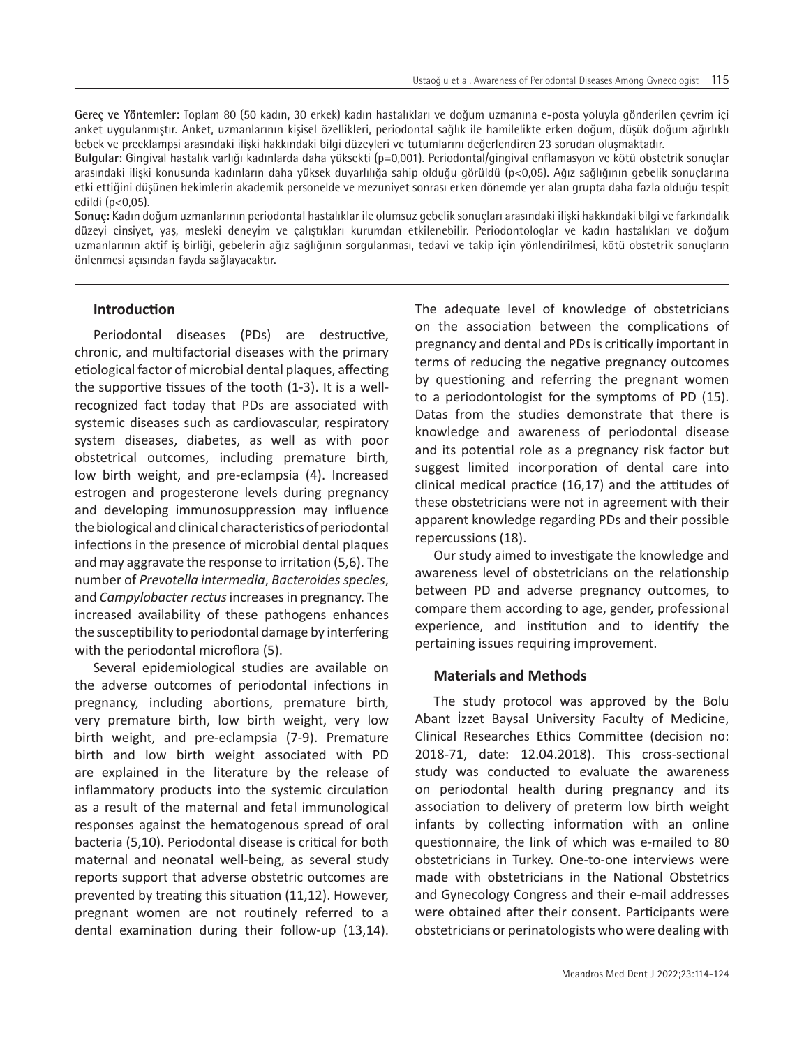**Gereç ve Yöntemler:** Toplam 80 (50 kadın, 30 erkek) kadın hastalıkları ve doğum uzmanına e-posta yoluyla gönderilen çevrim içi anket uygulanmıştır. Anket, uzmanlarının kişisel özellikleri, periodontal sağlık ile hamilelikte erken doğum, düşük doğum ağırlıklı bebek ve preeklampsi arasındaki ilişki hakkındaki bilgi düzeyleri ve tutumlarını değerlendiren 23 sorudan oluşmaktadır.

**Bulgular:** Gingival hastalık varlığı kadınlarda daha yüksekti (p=0,001). Periodontal/gingival enflamasyon ve kötü obstetrik sonuçlar arasındaki ilişki konusunda kadınların daha yüksek duyarlılığa sahip olduğu görüldü (p<0,05). Ağız sağlığının gebelik sonuçlarına etki ettiğini düşünen hekimlerin akademik personelde ve mezuniyet sonrası erken dönemde yer alan grupta daha fazla olduğu tespit edildi (p<0,05).

**Sonuç:** Kadın doğum uzmanlarının periodontal hastalıklar ile olumsuz gebelik sonuçları arasındaki ilişki hakkındaki bilgi ve farkındalık düzeyi cinsiyet, yaş, mesleki deneyim ve çalıştıkları kurumdan etkilenebilir. Periodontologlar ve kadın hastalıkları ve doğum uzmanlarının aktif iş birliği, gebelerin ağız sağlığının sorgulanması, tedavi ve takip için yönlendirilmesi, kötü obstetrik sonuçların önlenmesi açısından fayda sağlayacaktır.

## Introduction

Periodontal diseases (PDs) are destructive, chronic, and multifactorial diseases with the primary etiological factor of microbial dental plaques, affecting the supportive tissues of the tooth (1-3). It is a well-recognized fact today that PDs are associated with systemic diseases such as cardiovascular, respiratory system diseases, diabetes, as well as with poor obstetrical outcomes, including premature birth, low birth weight, and pre-eclampsia (4). Increased estrogen and progesterone levels during pregnancy and developing immunosuppression may influence the biological and clinical characteristics of periodontal infections in the presence of microbial dental plaques and may aggravate the response to irritation (5,6). The number of *Prevotella intermedia*, *Bacteroides species*, and *Campylobacter rectus* increases in pregnancy. The increased availability of these pathogens enhances the susceptibility to periodontal damage by interfering with the periodontal microflora (5).

Several epidemiological studies are available on the adverse outcomes of periodontal infections in pregnancy, including abortions, premature birth, very premature birth, low birth weight, very low birth weight, and pre-eclampsia (7-9). Premature birth and low birth weight associated with PD are explained in the literature by the release of inflammatory products into the systemic circulation as a result of the maternal and fetal immunological responses against the hematogenous spread of oral bacteria (5,10). Periodontal disease is critical for both maternal and neonatal well-being, as several study reports support that adverse obstetric outcomes are prevented by treating this situation (11,12). However, pregnant women are not routinely referred to a dental examination during their follow-up (13,14). The adequate level of knowledge of obstetricians on the association between the complications of pregnancy and dental and PDs is critically important in terms of reducing the negative pregnancy outcomes by questioning and referring the pregnant women to a periodontologist for the symptoms of PD (15). Datas from the studies demonstrate that there is knowledge and awareness of periodontal disease and its potential role as a pregnancy risk factor but suggest limited incorporation of dental care into clinical medical practice (16,17) and the attitudes of these obstetricians were not in agreement with their apparent knowledge regarding PDs and their possible repercussions (18).

Our study aimed to investigate the knowledge and awareness level of obstetricians on the relationship between PD and adverse pregnancy outcomes, to compare them according to age, gender, professional experience, and institution and to identify the pertaining issues requiring improvement.

## Materials and Methods

The study protocol was approved by the Bolu Abant İzzet Baysal University Faculty of Medicine, Clinical Researches Ethics Committee (decision no: 2018-71, date: 12.04.2018). This cross-sectional study was conducted to evaluate the awareness on periodontal health during pregnancy and its association to delivery of preterm low birth weight infants by collecting information with an online questionnaire, the link of which was e-mailed to 80 obstetricians in Turkey. One-to-one interviews were made with obstetricians in the National Obstetrics and Gynecology Congress and their e-mail addresses were obtained after their consent. Participants were obstetricians or perinatologists who were dealing with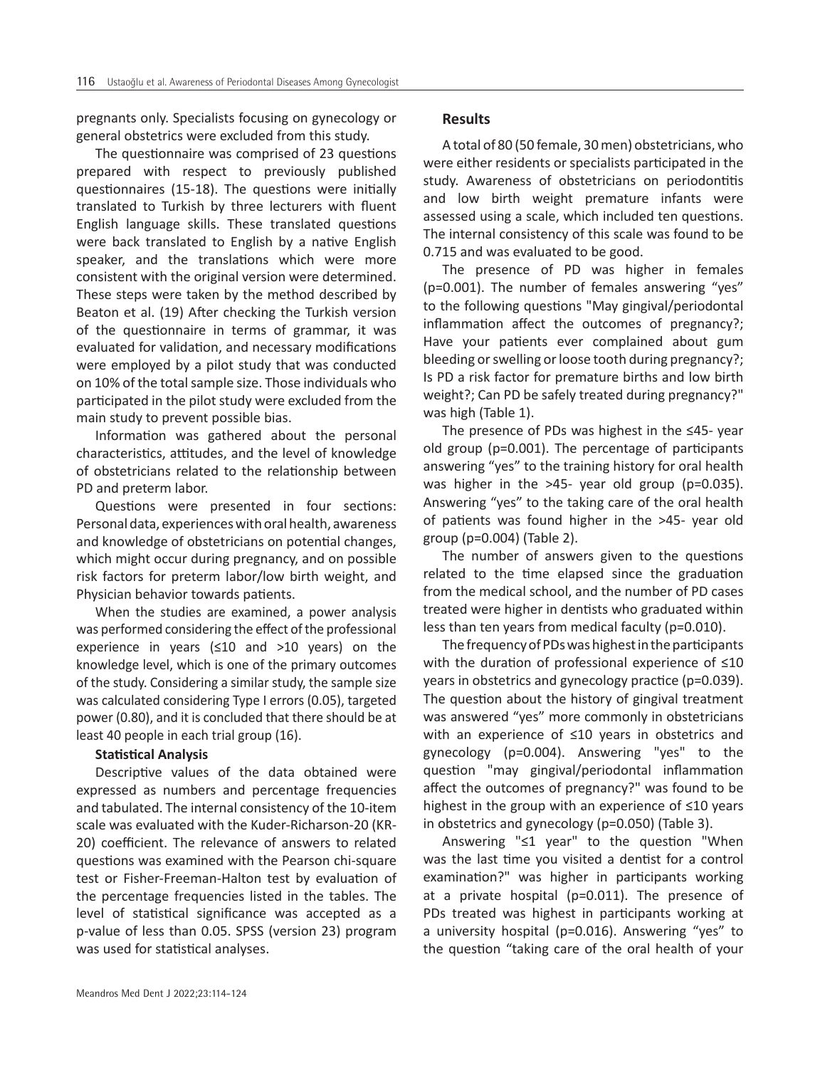pregnants only. Specialists focusing on gynecology or general obstetrics were excluded from this study.

The questionnaire was comprised of 23 questions prepared with respect to previously published questionnaires (15-18). The questions were initially translated to Turkish by three lecturers with fluent English language skills. These translated questions were back translated to English by a native English speaker, and the translations which were more consistent with the original version were determined. These steps were taken by the method described by Beaton et al. (19) After checking the Turkish version of the questionnaire in terms of grammar, it was evaluated for validation, and necessary modifications were employed by a pilot study that was conducted on 10% of the total sample size. Those individuals who participated in the pilot study were excluded from the main study to prevent possible bias.

Information was gathered about the personal characteristics, attitudes, and the level of knowledge of obstetricians related to the relationship between PD and preterm labor.

Questions were presented in four sections: Personal data, experiences with oral health, awareness and knowledge of obstetricians on potential changes, which might occur during pregnancy, and on possible risk factors for preterm labor/low birth weight, and Physician behavior towards patients.

When the studies are examined, a power analysis was performed considering the effect of the professional experience in years (≤10 and >10 years) on the knowledge level, which is one of the primary outcomes of the study. Considering a similar study, the sample size was calculated considering Type I errors (0.05), targeted power (0.80), and it is concluded that there should be at least 40 people in each trial group (16).

### Statistical Analysis

Descriptive values of the data obtained were expressed as numbers and percentage frequencies and tabulated. The internal consistency of the 10-item scale was evaluated with the Kuder-Richarson-20 (KR-20) coefficient. The relevance of answers to related questions was examined with the Pearson chi-square test or Fisher-Freeman-Halton test by evaluation of the percentage frequencies listed in the tables. The level of statistical significance was accepted as a p-value of less than 0.05. SPSS (version 23) program was used for statistical analyses.

## Results

A total of 80 (50 female, 30 men) obstetricians, who were either residents or specialists participated in the study. Awareness of obstetricians on periodontitis and low birth weight premature infants were assessed using a scale, which included ten questions. The internal consistency of this scale was found to be 0.715 and was evaluated to be good.

The presence of PD was higher in females (p=0.001). The number of females answering "yes" to the following questions "May gingival/periodontal inflammation affect the outcomes of pregnancy?; Have your patients ever complained about gum bleeding or swelling or loose tooth during pregnancy?; Is PD a risk factor for premature births and low birth weight?; Can PD be safely treated during pregnancy?" was high (Table 1).

The presence of PDs was highest in the ≤45- year old group (p=0.001). The percentage of participants answering "yes" to the training history for oral health was higher in the >45- year old group (p=0.035). Answering "yes" to the taking care of the oral health of patients was found higher in the >45- year old group (p=0.004) (Table 2).

The number of answers given to the questions related to the time elapsed since the graduation from the medical school, and the number of PD cases treated were higher in dentists who graduated within less than ten years from medical faculty (p=0.010).

The frequency of PDs was highest in the participants with the duration of professional experience of ≤10 years in obstetrics and gynecology practice (p=0.039). The question about the history of gingival treatment was answered "yes" more commonly in obstetricians with an experience of ≤10 years in obstetrics and gynecology (p=0.004). Answering "yes" to the question "may gingival/periodontal inflammation affect the outcomes of pregnancy?" was found to be highest in the group with an experience of ≤10 years in obstetrics and gynecology (p=0.050) (Table 3).

Answering "≤1 year" to the question "When was the last time you visited a dentist for a control examination?" was higher in participants working at a private hospital (p=0.011). The presence of PDs treated was highest in participants working at a university hospital (p=0.016). Answering "yes" to the question "taking care of the oral health of your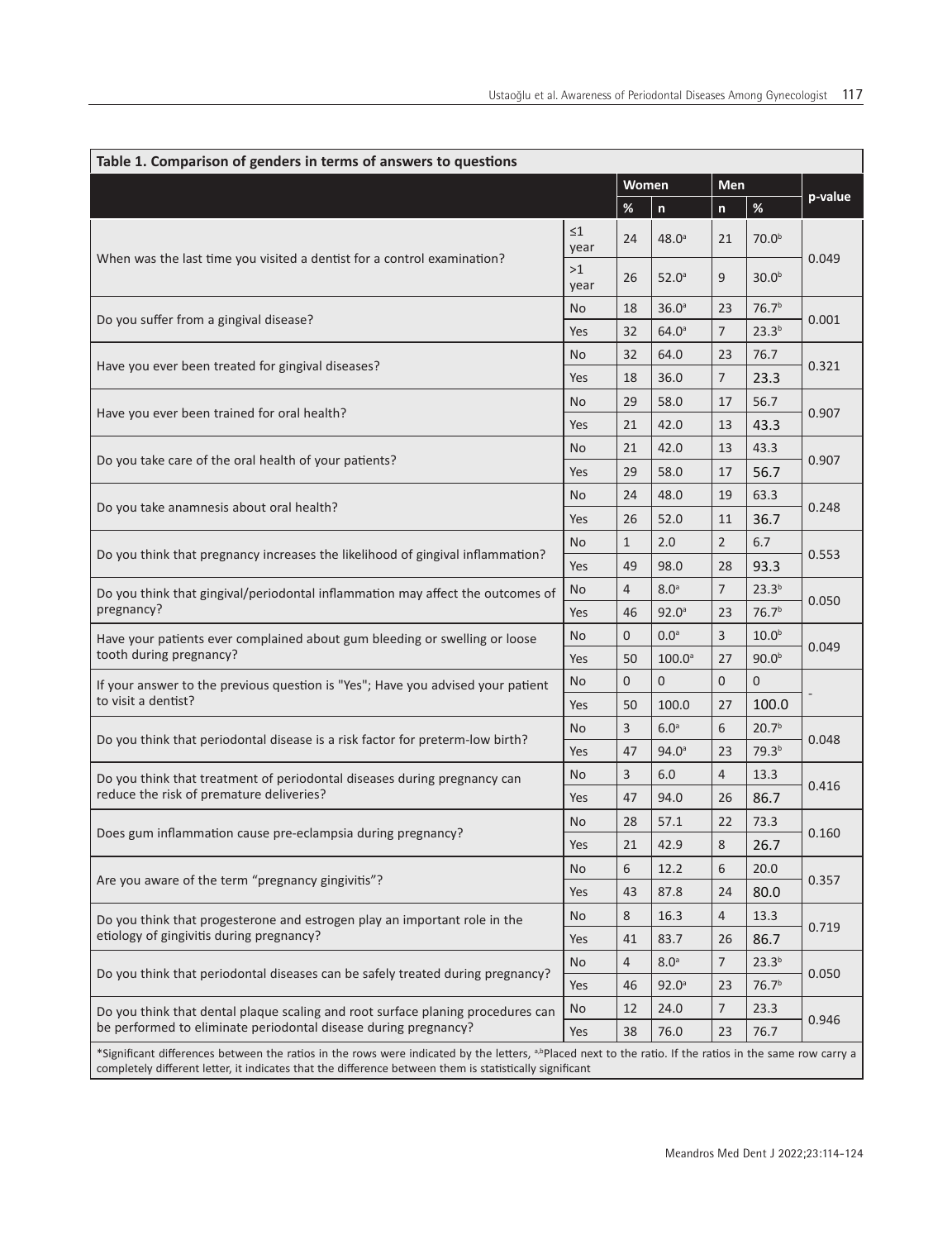**Table 1. Comparison of genders in terms of answers to questions**

| | | Women | | Men | | p-value |
|---|---|---|---|---|---|---|
| | | % | n | n | % | |
| When was the last time you visited a dentist for a control examination? | ≤1 year | 24 | 48.0[a] | 21 | 70.0[b] | 0.049 |
| | >1 year | 26 | 52.0[a] | 9 | 30.0[b] | |
| Do you suffer from a gingival disease? | No | 18 | 36.0[a] | 23 | 76.7[b] | 0.001 |
| | Yes | 32 | 64.0[a] | 7 | 23.3[b] | |
| Have you ever been treated for gingival diseases? | No | 32 | 64.0 | 23 | 76.7 | 0.321 |
| | Yes | 18 | 36.0 | 7 | 23.3 | |
| Have you ever been trained for oral health? | No | 29 | 58.0 | 17 | 56.7 | 0.907 |
| | Yes | 21 | 42.0 | 13 | 43.3 | |
| Do you take care of the oral health of your patients? | No | 21 | 42.0 | 13 | 43.3 | 0.907 |
| | Yes | 29 | 58.0 | 17 | 56.7 | |
| Do you take anamnesis about oral health? | No | 24 | 48.0 | 19 | 63.3 | 0.248 |
| | Yes | 26 | 52.0 | 11 | 36.7 | |
| Do you think that pregnancy increases the likelihood of gingival inflammation? | No | 1 | 2.0 | 2 | 6.7 | 0.553 |
| | Yes | 49 | 98.0 | 28 | 93.3 | |
| Do you think that gingival/periodontal inflammation may affect the outcomes of pregnancy? | No | 4 | 8.0[a] | 7 | 23.3[b] | 0.050 |
| | Yes | 46 | 92.0[a] | 23 | 76.7[b] | |
| Have your patients ever complained about gum bleeding or swelling or loose tooth during pregnancy? | No | 0 | 0.0[a] | 3 | 10.0[b] | 0.049 |
| | Yes | 50 | 100.0[a] | 27 | 90.0[b] | |
| If your answer to the previous question is "Yes"; Have you advised your patient to visit a dentist? | No | 0 | 0 | 0 | 0 | - |
| | Yes | 50 | 100.0 | 27 | 100.0 | |
| Do you think that periodontal disease is a risk factor for preterm-low birth? | No | 3 | 6.0[a] | 6 | 20.7[b] | 0.048 |
| | Yes | 47 | 94.0[a] | 23 | 79.3[b] | |
| Do you think that treatment of periodontal diseases during pregnancy can reduce the risk of premature deliveries? | No | 3 | 6.0 | 4 | 13.3 | 0.416 |
| | Yes | 47 | 94.0 | 26 | 86.7 | |
| Does gum inflammation cause pre-eclampsia during pregnancy? | No | 28 | 57.1 | 22 | 73.3 | 0.160 |
| | Yes | 21 | 42.9 | 8 | 26.7 | |
| Are you aware of the term "pregnancy gingivitis"? | No | 6 | 12.2 | 6 | 20.0 | 0.357 |
| | Yes | 43 | 87.8 | 24 | 80.0 | |
| Do you think that progesterone and estrogen play an important role in the etiology of gingivitis during pregnancy? | No | 8 | 16.3 | 4 | 13.3 | 0.719 |
| | Yes | 41 | 83.7 | 26 | 86.7 | |
| Do you think that periodontal diseases can be safely treated during pregnancy? | No | 4 | 8.0[a] | 7 | 23.3[b] | 0.050 |
| | Yes | 46 | 92.0[a] | 23 | 76.7[b] | |
| Do you think that dental plaque scaling and root surface planing procedures can be performed to eliminate periodontal disease during pregnancy? | No | 12 | 24.0 | 7 | 23.3 | 0.946 |
| | Yes | 38 | 76.0 | 23 | 76.7 | |

*Significant differences between the ratios in the rows were indicated by the letters, [a,b]Placed next to the ratio. If the ratios in the same row carry a completely different letter, it indicates that the difference between them is statistically significant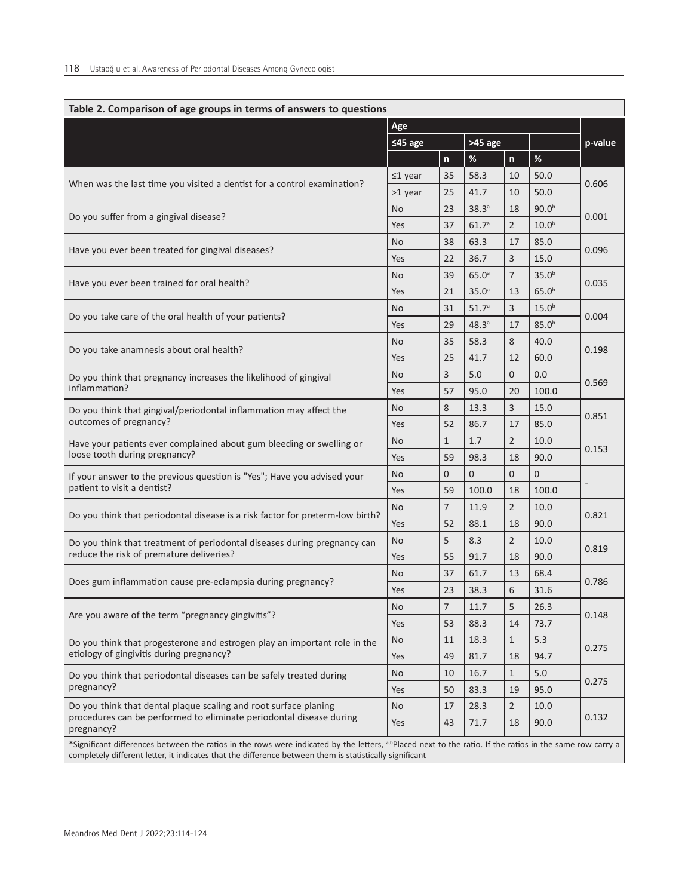**Table 2. Comparison of age groups in terms of answers to questions**

| | Age | | | | | p-value |
|---|---|---|---|---|---|---|
| | ≤45 age | | >45 age | | | |
| | | n | % | n | % | |
| When was the last time you visited a dentist for a control examination? | ≤1 year | 35 | 58.3 | 10 | 50.0 | 0.606 |
| | >1 year | 25 | 41.7 | 10 | 50.0 | |
| Do you suffer from a gingival disease? | No | 23 | 38.3[a] | 18 | 90.0[b] | 0.001 |
| | Yes | 37 | 61.7[a] | 2 | 10.0[b] | |
| Have you ever been treated for gingival diseases? | No | 38 | 63.3 | 17 | 85.0 | 0.096 |
| | Yes | 22 | 36.7 | 3 | 15.0 | |
| Have you ever been trained for oral health? | No | 39 | 65.0[a] | 7 | 35.0[b] | 0.035 |
| | Yes | 21 | 35.0[a] | 13 | 65.0[b] | |
| Do you take care of the oral health of your patients? | No | 31 | 51.7[a] | 3 | 15.0[b] | 0.004 |
| | Yes | 29 | 48.3[a] | 17 | 85.0[b] | |
| Do you take anamnesis about oral health? | No | 35 | 58.3 | 8 | 40.0 | 0.198 |
| | Yes | 25 | 41.7 | 12 | 60.0 | |
| Do you think that pregnancy increases the likelihood of gingival inflammation? | No | 3 | 5.0 | 0 | 0.0 | 0.569 |
| | Yes | 57 | 95.0 | 20 | 100.0 | |
| Do you think that gingival/periodontal inflammation may affect the outcomes of pregnancy? | No | 8 | 13.3 | 3 | 15.0 | 0.851 |
| | Yes | 52 | 86.7 | 17 | 85.0 | |
| Have your patients ever complained about gum bleeding or swelling or loose tooth during pregnancy? | No | 1 | 1.7 | 2 | 10.0 | 0.153 |
| | Yes | 59 | 98.3 | 18 | 90.0 | |
| If your answer to the previous question is "Yes"; Have you advised your patient to visit a dentist? | No | 0 | 0 | 0 | 0 | - |
| | Yes | 59 | 100.0 | 18 | 100.0 | |
| Do you think that periodontal disease is a risk factor for preterm-low birth? | No | 7 | 11.9 | 2 | 10.0 | 0.821 |
| | Yes | 52 | 88.1 | 18 | 90.0 | |
| Do you think that treatment of periodontal diseases during pregnancy can reduce the risk of premature deliveries? | No | 5 | 8.3 | 2 | 10.0 | 0.819 |
| | Yes | 55 | 91.7 | 18 | 90.0 | |
| Does gum inflammation cause pre-eclampsia during pregnancy? | No | 37 | 61.7 | 13 | 68.4 | 0.786 |
| | Yes | 23 | 38.3 | 6 | 31.6 | |
| Are you aware of the term "pregnancy gingivitis"? | No | 7 | 11.7 | 5 | 26.3 | 0.148 |
| | Yes | 53 | 88.3 | 14 | 73.7 | |
| Do you think that progesterone and estrogen play an important role in the etiology of gingivitis during pregnancy? | No | 11 | 18.3 | 1 | 5.3 | 0.275 |
| | Yes | 49 | 81.7 | 18 | 94.7 | |
| Do you think that periodontal diseases can be safely treated during pregnancy? | No | 10 | 16.7 | 1 | 5.0 | 0.275 |
| | Yes | 50 | 83.3 | 19 | 95.0 | |
| Do you think that dental plaque scaling and root surface planing procedures can be performed to eliminate periodontal disease during pregnancy? | No | 17 | 28.3 | 2 | 10.0 | 0.132 |
| | Yes | 43 | 71.7 | 18 | 90.0 | |

*Significant differences between the ratios in the rows were indicated by the letters, [a,b]Placed next to the ratio. If the ratios in the same row carry a completely different letter, it indicates that the difference between them is statistically significant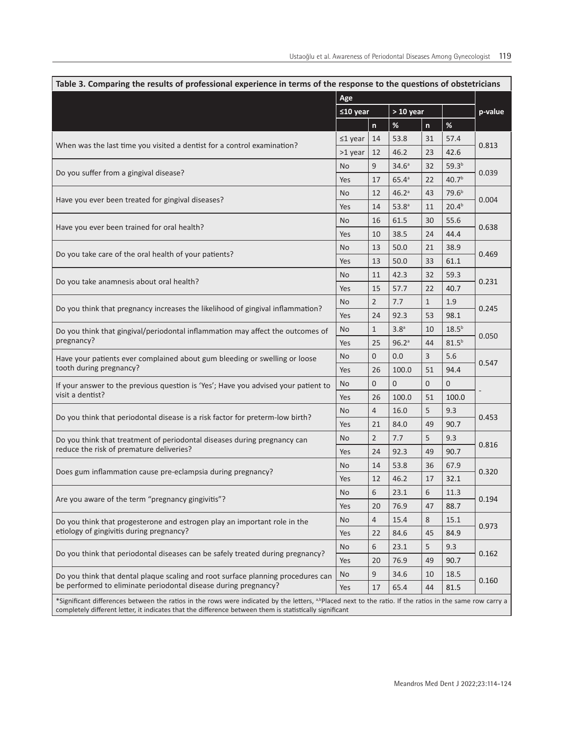**Table 3. Comparing the results of professional experience in terms of the response to the questions of obstetricians**

| | Age | | | | | p-value |
|---|---|---|---|---|---|---|
| | ≤10 year | | > 10 year | | | |
| | | n | % | n | % | |
| When was the last time you visited a dentist for a control examination? | ≤1 year | 14 | 53.8 | 31 | 57.4 | 0.813 |
| | >1 year | 12 | 46.2 | 23 | 42.6 | |
| Do you suffer from a gingival disease? | No | 9 | 34.6[a] | 32 | 59.3[b] | 0.039 |
| | Yes | 17 | 65.4[a] | 22 | 40.7[b] | |
| Have you ever been treated for gingival diseases? | No | 12 | 46.2[a] | 43 | 79.6[b] | 0.004 |
| | Yes | 14 | 53.8[a] | 11 | 20.4[b] | |
| Have you ever been trained for oral health? | No | 16 | 61.5 | 30 | 55.6 | 0.638 |
| | Yes | 10 | 38.5 | 24 | 44.4 | |
| Do you take care of the oral health of your patients? | No | 13 | 50.0 | 21 | 38.9 | 0.469 |
| | Yes | 13 | 50.0 | 33 | 61.1 | |
| Do you take anamnesis about oral health? | No | 11 | 42.3 | 32 | 59.3 | 0.231 |
| | Yes | 15 | 57.7 | 22 | 40.7 | |
| Do you think that pregnancy increases the likelihood of gingival inflammation? | No | 2 | 7.7 | 1 | 1.9 | 0.245 |
| | Yes | 24 | 92.3 | 53 | 98.1 | |
| Do you think that gingival/periodontal inflammation may affect the outcomes of pregnancy? | No | 1 | 3.8[a] | 10 | 18.5[b] | 0.050 |
| | Yes | 25 | 96.2[a] | 44 | 81.5[b] | |
| Have your patients ever complained about gum bleeding or swelling or loose tooth during pregnancy? | No | 0 | 0.0 | 3 | 5.6 | 0.547 |
| | Yes | 26 | 100.0 | 51 | 94.4 | |
| If your answer to the previous question is 'Yes'; Have you advised your patient to visit a dentist? | No | 0 | 0 | 0 | 0 | - |
| | Yes | 26 | 100.0 | 51 | 100.0 | |
| Do you think that periodontal disease is a risk factor for preterm-low birth? | No | 4 | 16.0 | 5 | 9.3 | 0.453 |
| | Yes | 21 | 84.0 | 49 | 90.7 | |
| Do you think that treatment of periodontal diseases during pregnancy can reduce the risk of premature deliveries? | No | 2 | 7.7 | 5 | 9.3 | 0.816 |
| | Yes | 24 | 92.3 | 49 | 90.7 | |
| Does gum inflammation cause pre-eclampsia during pregnancy? | No | 14 | 53.8 | 36 | 67.9 | 0.320 |
| | Yes | 12 | 46.2 | 17 | 32.1 | |
| Are you aware of the term "pregnancy gingivitis"? | No | 6 | 23.1 | 6 | 11.3 | 0.194 |
| | Yes | 20 | 76.9 | 47 | 88.7 | |
| Do you think that progesterone and estrogen play an important role in the etiology of gingivitis during pregnancy? | No | 4 | 15.4 | 8 | 15.1 | 0.973 |
| | Yes | 22 | 84.6 | 45 | 84.9 | |
| Do you think that periodontal diseases can be safely treated during pregnancy? | No | 6 | 23.1 | 5 | 9.3 | 0.162 |
| | Yes | 20 | 76.9 | 49 | 90.7 | |
| Do you think that dental plaque scaling and root surface planning procedures can be performed to eliminate periodontal disease during pregnancy? | No | 9 | 34.6 | 10 | 18.5 | 0.160 |
| | Yes | 17 | 65.4 | 44 | 81.5 | |

*Significant differences between the ratios in the rows were indicated by the letters, [a,b]Placed next to the ratio. If the ratios in the same row carry a completely different letter, it indicates that the difference between them is statistically significant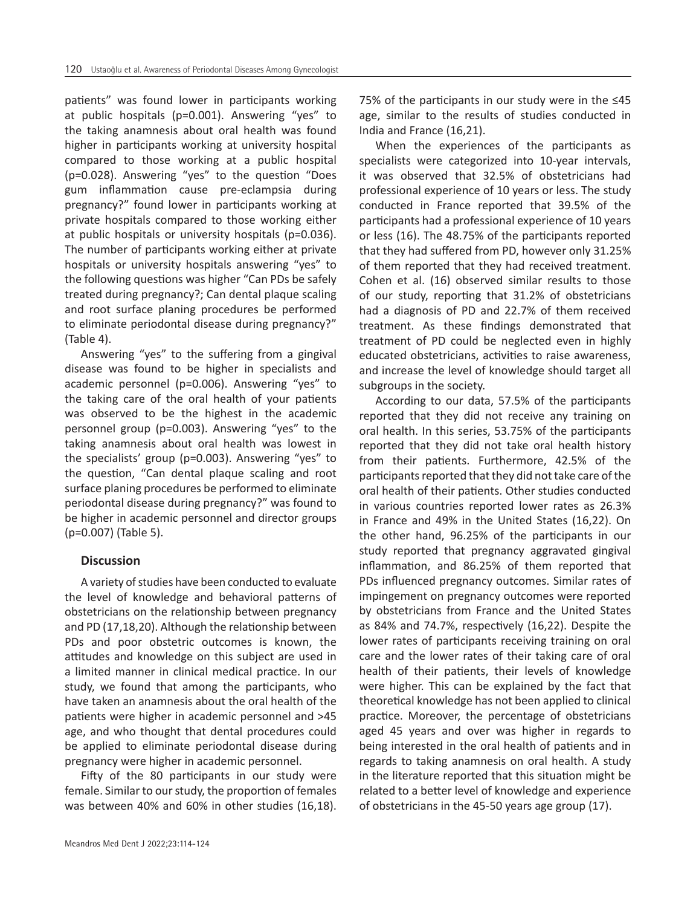patients" was found lower in participants working at public hospitals (p=0.001). Answering "yes" to the taking anamnesis about oral health was found higher in participants working at university hospital compared to those working at a public hospital (p=0.028). Answering "yes" to the question "Does gum inflammation cause pre-eclampsia during pregnancy?" found lower in participants working at private hospitals compared to those working either at public hospitals or university hospitals (p=0.036). The number of participants working either at private hospitals or university hospitals answering "yes" to the following questions was higher "Can PDs be safely treated during pregnancy?; Can dental plaque scaling and root surface planing procedures be performed to eliminate periodontal disease during pregnancy?" (Table 4).

Answering "yes" to the suffering from a gingival disease was found to be higher in specialists and academic personnel (p=0.006). Answering "yes" to the taking care of the oral health of your patients was observed to be the highest in the academic personnel group (p=0.003). Answering "yes" to the taking anamnesis about oral health was lowest in the specialists' group (p=0.003). Answering "yes" to the question, "Can dental plaque scaling and root surface planing procedures be performed to eliminate periodontal disease during pregnancy?" was found to be higher in academic personnel and director groups (p=0.007) (Table 5).

## Discussion

A variety of studies have been conducted to evaluate the level of knowledge and behavioral patterns of obstetricians on the relationship between pregnancy and PD (17,18,20). Although the relationship between PDs and poor obstetric outcomes is known, the attitudes and knowledge on this subject are used in a limited manner in clinical medical practice. In our study, we found that among the participants, who have taken an anamnesis about the oral health of the patients were higher in academic personnel and >45 age, and who thought that dental procedures could be applied to eliminate periodontal disease during pregnancy were higher in academic personnel.

Fifty of the 80 participants in our study were female. Similar to our study, the proportion of females was between 40% and 60% in other studies (16,18). 75% of the participants in our study were in the ≤45 age, similar to the results of studies conducted in India and France (16,21).

When the experiences of the participants as specialists were categorized into 10-year intervals, it was observed that 32.5% of obstetricians had professional experience of 10 years or less. The study conducted in France reported that 39.5% of the participants had a professional experience of 10 years or less (16). The 48.75% of the participants reported that they had suffered from PD, however only 31.25% of them reported that they had received treatment. Cohen et al. (16) observed similar results to those of our study, reporting that 31.2% of obstetricians had a diagnosis of PD and 22.7% of them received treatment. As these findings demonstrated that treatment of PD could be neglected even in highly educated obstetricians, activities to raise awareness, and increase the level of knowledge should target all subgroups in the society.

According to our data, 57.5% of the participants reported that they did not receive any training on oral health. In this series, 53.75% of the participants reported that they did not take oral health history from their patients. Furthermore, 42.5% of the participants reported that they did not take care of the oral health of their patients. Other studies conducted in various countries reported lower rates as 26.3% in France and 49% in the United States (16,22). On the other hand, 96.25% of the participants in our study reported that pregnancy aggravated gingival inflammation, and 86.25% of them reported that PDs influenced pregnancy outcomes. Similar rates of impingement on pregnancy outcomes were reported by obstetricians from France and the United States as 84% and 74.7%, respectively (16,22). Despite the lower rates of participants receiving training on oral care and the lower rates of their taking care of oral health of their patients, their levels of knowledge were higher. This can be explained by the fact that theoretical knowledge has not been applied to clinical practice. Moreover, the percentage of obstetricians aged 45 years and over was higher in regards to being interested in the oral health of patients and in regards to taking anamnesis on oral health. A study in the literature reported that this situation might be related to a better level of knowledge and experience of obstetricians in the 45-50 years age group (17).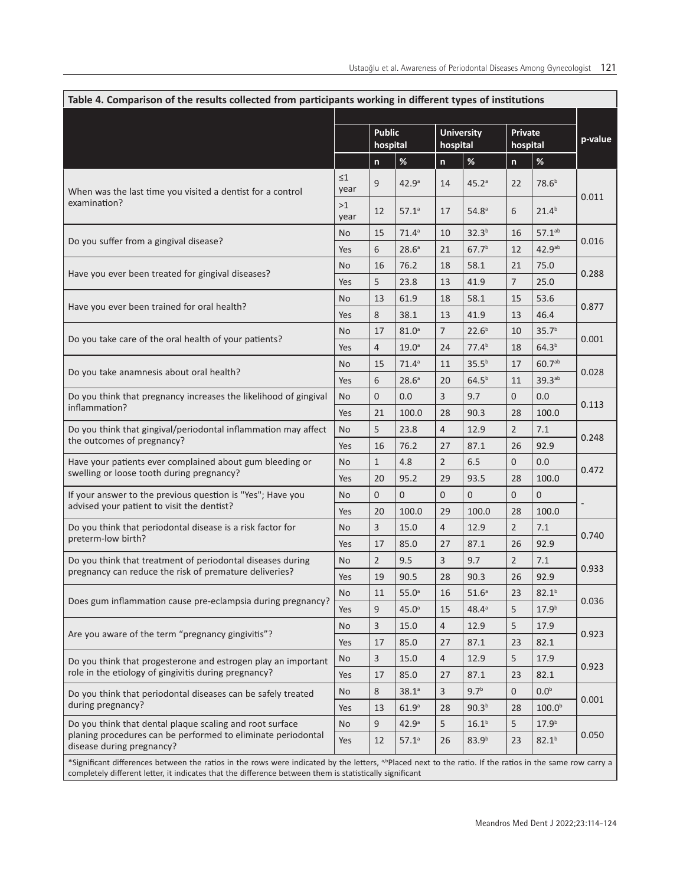**Table 4. Comparison of the results collected from participants working in different types of institutions**

| | | Public hospital | | University hospital | | Private hospital | | p-value |
|---|---|---|---|---|---|---|---|---|
| | | n | % | n | % | n | % | |
| When was the last time you visited a dentist for a control examination? | ≤1 year | 9 | 42.9[a] | 14 | 45.2[a] | 22 | 78.6[b] | 0.011 |
| | >1 year | 12 | 57.1[a] | 17 | 54.8[a] | 6 | 21.4[b] | |
| Do you suffer from a gingival disease? | No | 15 | 71.4[a] | 10 | 32.3[b] | 16 | 57.1[ab] | 0.016 |
| | Yes | 6 | 28.6[a] | 21 | 67.7[b] | 12 | 42.9[ab] | |
| Have you ever been treated for gingival diseases? | No | 16 | 76.2 | 18 | 58.1 | 21 | 75.0 | 0.288 |
| | Yes | 5 | 23.8 | 13 | 41.9 | 7 | 25.0 | |
| Have you ever been trained for oral health? | No | 13 | 61.9 | 18 | 58.1 | 15 | 53.6 | 0.877 |
| | Yes | 8 | 38.1 | 13 | 41.9 | 13 | 46.4 | |
| Do you take care of the oral health of your patients? | No | 17 | 81.0[a] | 7 | 22.6[b] | 10 | 35.7[b] | 0.001 |
| | Yes | 4 | 19.0[a] | 24 | 77.4[b] | 18 | 64.3[b] | |
| Do you take anamnesis about oral health? | No | 15 | 71.4[a] | 11 | 35.5[b] | 17 | 60.7[ab] | 0.028 |
| | Yes | 6 | 28.6[a] | 20 | 64.5[b] | 11 | 39.3[ab] | |
| Do you think that pregnancy increases the likelihood of gingival inflammation? | No | 0 | 0.0 | 3 | 9.7 | 0 | 0.0 | 0.113 |
| | Yes | 21 | 100.0 | 28 | 90.3 | 28 | 100.0 | |
| Do you think that gingival/periodontal inflammation may affect the outcomes of pregnancy? | No | 5 | 23.8 | 4 | 12.9 | 2 | 7.1 | 0.248 |
| | Yes | 16 | 76.2 | 27 | 87.1 | 26 | 92.9 | |
| Have your patients ever complained about gum bleeding or swelling or loose tooth during pregnancy? | No | 1 | 4.8 | 2 | 6.5 | 0 | 0.0 | 0.472 |
| | Yes | 20 | 95.2 | 29 | 93.5 | 28 | 100.0 | |
| If your answer to the previous question is "Yes"; Have you advised your patient to visit the dentist? | No | 0 | 0 | 0 | 0 | 0 | 0 | - |
| | Yes | 20 | 100.0 | 29 | 100.0 | 28 | 100.0 | |
| Do you think that periodontal disease is a risk factor for preterm-low birth? | No | 3 | 15.0 | 4 | 12.9 | 2 | 7.1 | 0.740 |
| | Yes | 17 | 85.0 | 27 | 87.1 | 26 | 92.9 | |
| Do you think that treatment of periodontal diseases during pregnancy can reduce the risk of premature deliveries? | No | 2 | 9.5 | 3 | 9.7 | 2 | 7.1 | 0.933 |
| | Yes | 19 | 90.5 | 28 | 90.3 | 26 | 92.9 | |
| Does gum inflammation cause pre-eclampsia during pregnancy? | No | 11 | 55.0[a] | 16 | 51.6[a] | 23 | 82.1[b] | 0.036 |
| | Yes | 9 | 45.0[a] | 15 | 48.4[a] | 5 | 17.9[b] | |
| Are you aware of the term "pregnancy gingivitis"? | No | 3 | 15.0 | 4 | 12.9 | 5 | 17.9 | 0.923 |
| | Yes | 17 | 85.0 | 27 | 87.1 | 23 | 82.1 | |
| Do you think that progesterone and estrogen play an important role in the etiology of gingivitis during pregnancy? | No | 3 | 15.0 | 4 | 12.9 | 5 | 17.9 | 0.923 |
| | Yes | 17 | 85.0 | 27 | 87.1 | 23 | 82.1 | |
| Do you think that periodontal diseases can be safely treated during pregnancy? | No | 8 | 38.1[a] | 3 | 9.7[b] | 0 | 0.0[b] | 0.001 |
| | Yes | 13 | 61.9[a] | 28 | 90.3[b] | 28 | 100.0[b] | |
| Do you think that dental plaque scaling and root surface planing procedures can be performed to eliminate periodontal disease during pregnancy? | No | 9 | 42.9[a] | 5 | 16.1[b] | 5 | 17.9[b] | 0.050 |
| | Yes | 12 | 57.1[a] | 26 | 83.9[b] | 23 | 82.1[b] | |

*Significant differences between the ratios in the rows were indicated by the letters, [a,b]Placed next to the ratio. If the ratios in the same row carry a completely different letter, it indicates that the difference between them is statistically significant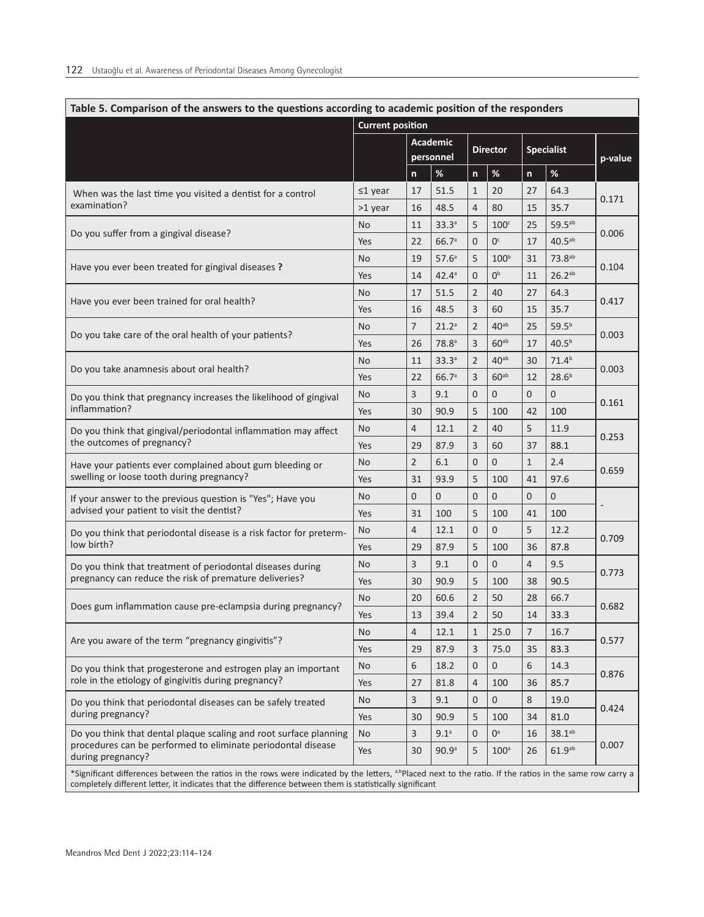**Table 5. Comparison of the answers to the questions according to academic position of the responders**

| | Current position | | | | | | | |
|---|---|---|---|---|---|---|---|---|
| | | Academic personnel | | Director | | Specialist | | p-value |
| | | n | % | n | % | n | % | |
| When was the last time you visited a dentist for a control examination? | ≤1 year | 17 | 51.5 | 1 | 20 | 27 | 64.3 | 0.171 |
| | >1 year | 16 | 48.5 | 4 | 80 | 15 | 35.7 | |
| Do you suffer from a gingival disease? | No | 11 | 33.3[a] | 5 | 100[c] | 25 | 59.5[ab] | 0.006 |
| | Yes | 22 | 66.7[a] | 0 | 0[c] | 17 | 40.5[ab] | |
| Have you ever been treated for gingival diseases **?** | No | 19 | 57.6[a] | 5 | 100[b] | 31 | 73.8[ab] | 0.104 |
| | Yes | 14 | 42.4[a] | 0 | 0[b] | 11 | 26.2[ab] | |
| Have you ever been trained for oral health? | No | 17 | 51.5 | 2 | 40 | 27 | 64.3 | 0.417 |
| | Yes | 16 | 48.5 | 3 | 60 | 15 | 35.7 | |
| Do you take care of the oral health of your patients? | No | 7 | 21.2[a] | 2 | 40[ab] | 25 | 59.5[b] | 0.003 |
| | Yes | 26 | 78.8[a] | 3 | 60[ab] | 17 | 40.5[b] | |
| Do you take anamnesis about oral health? | No | 11 | 33.3[a] | 2 | 40[ab] | 30 | 71.4[b] | 0.003 |
| | Yes | 22 | 66.7[a] | 3 | 60[ab] | 12 | 28.6[b] | |
| Do you think that pregnancy increases the likelihood of gingival inflammation? | No | 3 | 9.1 | 0 | 0 | 0 | 0 | 0.161 |
| | Yes | 30 | 90.9 | 5 | 100 | 42 | 100 | |
| Do you think that gingival/periodontal inflammation may affect the outcomes of pregnancy? | No | 4 | 12.1 | 2 | 40 | 5 | 11.9 | 0.253 |
| | Yes | 29 | 87.9 | 3 | 60 | 37 | 88.1 | |
| Have your patients ever complained about gum bleeding or swelling or loose tooth during pregnancy? | No | 2 | 6.1 | 0 | 0 | 1 | 2.4 | 0.659 |
| | Yes | 31 | 93.9 | 5 | 100 | 41 | 97.6 | |
| If your answer to the previous question is "Yes"; Have you advised your patient to visit the dentist? | No | 0 | 0 | 0 | 0 | 0 | 0 | - |
| | Yes | 31 | 100 | 5 | 100 | 41 | 100 | |
| Do you think that periodontal disease is a risk factor for preterm-low birth? | No | 4 | 12.1 | 0 | 0 | 5 | 12.2 | 0.709 |
| | Yes | 29 | 87.9 | 5 | 100 | 36 | 87.8 | |
| Do you think that treatment of periodontal diseases during pregnancy can reduce the risk of premature deliveries? | No | 3 | 9.1 | 0 | 0 | 4 | 9.5 | 0.773 |
| | Yes | 30 | 90.9 | 5 | 100 | 38 | 90.5 | |
| Does gum inflammation cause pre-eclampsia during pregnancy? | No | 20 | 60.6 | 2 | 50 | 28 | 66.7 | 0.682 |
| | Yes | 13 | 39.4 | 2 | 50 | 14 | 33.3 | |
| Are you aware of the term "pregnancy gingivitis"? | No | 4 | 12.1 | 1 | 25.0 | 7 | 16.7 | 0.577 |
| | Yes | 29 | 87.9 | 3 | 75.0 | 35 | 83.3 | |
| Do you think that progesterone and estrogen play an important role in the etiology of gingivitis during pregnancy? | No | 6 | 18.2 | 0 | 0 | 6 | 14.3 | 0.876 |
| | Yes | 27 | 81.8 | 4 | 100 | 36 | 85.7 | |
| Do you think that periodontal diseases can be safely treated during pregnancy? | No | 3 | 9.1 | 0 | 0 | 8 | 19.0 | 0.424 |
| | Yes | 30 | 90.9 | 5 | 100 | 34 | 81.0 | |
| Do you think that dental plaque scaling and root surface planning procedures can be performed to eliminate periodontal disease during pregnancy? | No | 3 | 9.1[a] | 0 | 0[a] | 16 | 38.1[ab] | 0.007 |
| | Yes | 30 | 90.9[a] | 5 | 100[a] | 26 | 61.9[ab] | |

*Significant differences between the ratios in the rows were indicated by the letters, [a,b]Placed next to the ratio. If the ratios in the same row carry a completely different letter, it indicates that the difference between them is statistically significant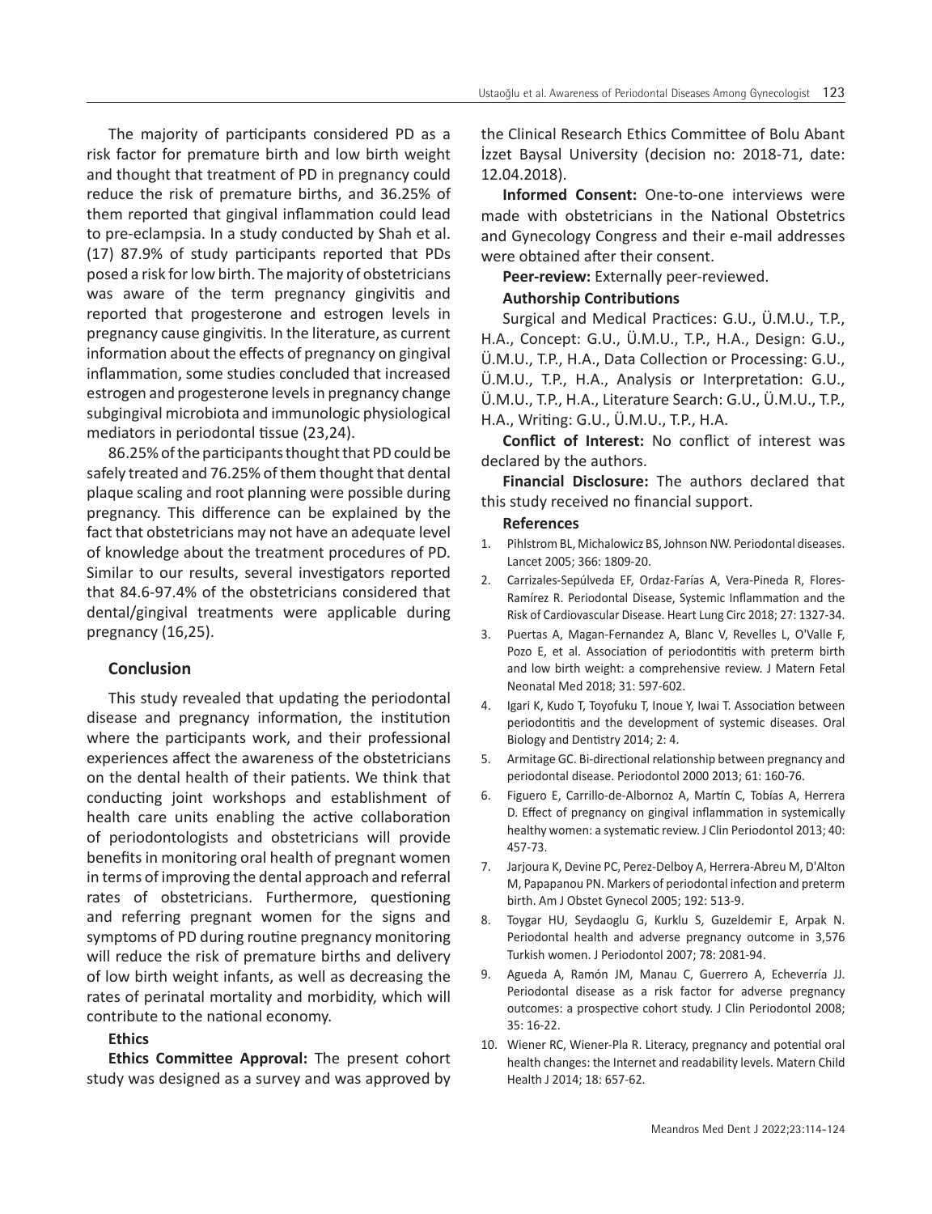The majority of participants considered PD as a risk factor for premature birth and low birth weight and thought that treatment of PD in pregnancy could reduce the risk of premature births, and 36.25% of them reported that gingival inflammation could lead to pre-eclampsia. In a study conducted by Shah et al. (17) 87.9% of study participants reported that PDs posed a risk for low birth. The majority of obstetricians was aware of the term pregnancy gingivitis and reported that progesterone and estrogen levels in pregnancy cause gingivitis. In the literature, as current information about the effects of pregnancy on gingival inflammation, some studies concluded that increased estrogen and progesterone levels in pregnancy change subgingival microbiota and immunologic physiological mediators in periodontal tissue (23,24).

86.25% of the participants thought that PD could be safely treated and 76.25% of them thought that dental plaque scaling and root planning were possible during pregnancy. This difference can be explained by the fact that obstetricians may not have an adequate level of knowledge about the treatment procedures of PD. Similar to our results, several investigators reported that 84.6-97.4% of the obstetricians considered that dental/gingival treatments were applicable during pregnancy (16,25).

## Conclusion

This study revealed that updating the periodontal disease and pregnancy information, the institution where the participants work, and their professional experiences affect the awareness of the obstetricians on the dental health of their patients. We think that conducting joint workshops and establishment of health care units enabling the active collaboration of periodontologists and obstetricians will provide benefits in monitoring oral health of pregnant women in terms of improving the dental approach and referral rates of obstetricians. Furthermore, questioning and referring pregnant women for the signs and symptoms of PD during routine pregnancy monitoring will reduce the risk of premature births and delivery of low birth weight infants, as well as decreasing the rates of perinatal mortality and morbidity, which will contribute to the national economy.

### Ethics

**Ethics Committee Approval:** The present cohort study was designed as a survey and was approved by the Clinical Research Ethics Committee of Bolu Abant İzzet Baysal University (decision no: 2018-71, date: 12.04.2018).

**Informed Consent:** One-to-one interviews were made with obstetricians in the National Obstetrics and Gynecology Congress and their e-mail addresses were obtained after their consent.

**Peer-review:** Externally peer-reviewed.

### Authorship Contributions

Surgical and Medical Practices: G.U., Ü.M.U., T.P., H.A., Concept: G.U., Ü.M.U., T.P., H.A., Design: G.U., Ü.M.U., T.P., H.A., Data Collection or Processing: G.U., Ü.M.U., T.P., H.A., Analysis or Interpretation: G.U., Ü.M.U., T.P., H.A., Literature Search: G.U., Ü.M.U., T.P., H.A., Writing: G.U., Ü.M.U., T.P., H.A.

**Conflict of Interest:** No conflict of interest was declared by the authors.

**Financial Disclosure:** The authors declared that this study received no financial support.

### References

1. Pihlstrom BL, Michalowicz BS, Johnson NW. Periodontal diseases. Lancet 2005; 366: 1809-20.
2. Carrizales-Sepúlveda EF, Ordaz-Farías A, Vera-Pineda R, Flores-Ramírez R. Periodontal Disease, Systemic Inflammation and the Risk of Cardiovascular Disease. Heart Lung Circ 2018; 27: 1327-34.
3. Puertas A, Magan-Fernandez A, Blanc V, Revelles L, O'Valle F, Pozo E, et al. Association of periodontitis with preterm birth and low birth weight: a comprehensive review. J Matern Fetal Neonatal Med 2018; 31: 597-602.
4. Igari K, Kudo T, Toyofuku T, Inoue Y, Iwai T. Association between periodontitis and the development of systemic diseases. Oral Biology and Dentistry 2014; 2: 4.
5. Armitage GC. Bi-directional relationship between pregnancy and periodontal disease. Periodontol 2000 2013; 61: 160-76.
6. Figuero E, Carrillo-de-Albornoz A, Martín C, Tobías A, Herrera D. Effect of pregnancy on gingival inflammation in systemically healthy women: a systematic review. J Clin Periodontol 2013; 40: 457-73.
7. Jarjoura K, Devine PC, Perez-Delboy A, Herrera-Abreu M, D'Alton M, Papapanou PN. Markers of periodontal infection and preterm birth. Am J Obstet Gynecol 2005; 192: 513-9.
8. Toygar HU, Seydaoglu G, Kurklu S, Guzeldemir E, Arpak N. Periodontal health and adverse pregnancy outcome in 3,576 Turkish women. J Periodontol 2007; 78: 2081-94.
9. Agueda A, Ramón JM, Manau C, Guerrero A, Echeverría JJ. Periodontal disease as a risk factor for adverse pregnancy outcomes: a prospective cohort study. J Clin Periodontol 2008; 35: 16-22.
10. Wiener RC, Wiener-Pla R. Literacy, pregnancy and potential oral health changes: the Internet and readability levels. Matern Child Health J 2014; 18: 657-62.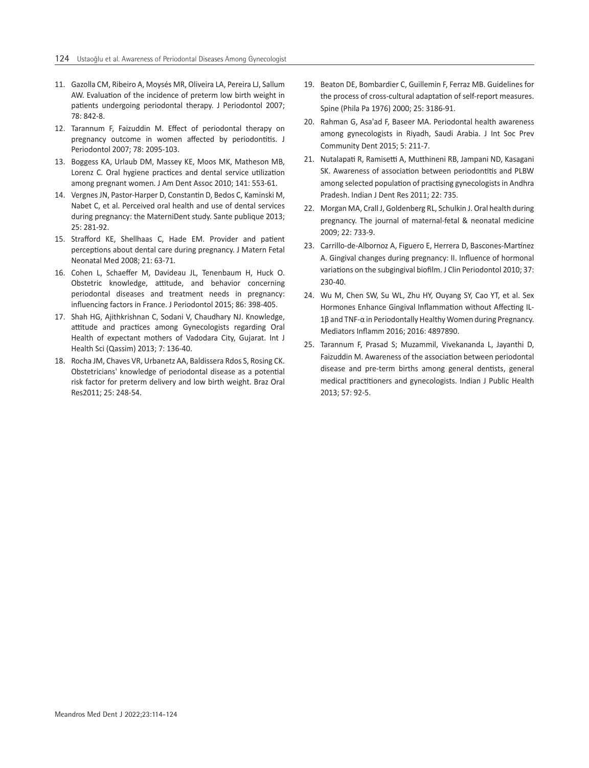11. Gazolla CM, Ribeiro A, Moysés MR, Oliveira LA, Pereira LJ, Sallum AW. Evaluation of the incidence of preterm low birth weight in patients undergoing periodontal therapy. J Periodontol 2007; 78: 842-8.
12. Tarannum F, Faizuddin M. Effect of periodontal therapy on pregnancy outcome in women affected by periodontitis. J Periodontol 2007; 78: 2095-103.
13. Boggess KA, Urlaub DM, Massey KE, Moos MK, Matheson MB, Lorenz C. Oral hygiene practices and dental service utilization among pregnant women. J Am Dent Assoc 2010; 141: 553-61.
14. Vergnes JN, Pastor-Harper D, Constantin D, Bedos C, Kaminski M, Nabet C, et al. Perceived oral health and use of dental services during pregnancy: the MaterniDent study. Sante publique 2013; 25: 281-92.
15. Strafford KE, Shellhaas C, Hade EM. Provider and patient perceptions about dental care during pregnancy. J Matern Fetal Neonatal Med 2008; 21: 63-71.
16. Cohen L, Schaeffer M, Davideau JL, Tenenbaum H, Huck O. Obstetric knowledge, attitude, and behavior concerning periodontal diseases and treatment needs in pregnancy: influencing factors in France. J Periodontol 2015; 86: 398-405.
17. Shah HG, Ajithkrishnan C, Sodani V, Chaudhary NJ. Knowledge, attitude and practices among Gynecologists regarding Oral Health of expectant mothers of Vadodara City, Gujarat. Int J Health Sci (Qassim) 2013; 7: 136-40.
18. Rocha JM, Chaves VR, Urbanetz AA, Baldissera Rdos S, Rosing CK. Obstetricians' knowledge of periodontal disease as a potential risk factor for preterm delivery and low birth weight. Braz Oral Res2011; 25: 248-54.
19. Beaton DE, Bombardier C, Guillemin F, Ferraz MB. Guidelines for the process of cross-cultural adaptation of self-report measures. Spine (Phila Pa 1976) 2000; 25: 3186-91.
20. Rahman G, Asa'ad F, Baseer MA. Periodontal health awareness among gynecologists in Riyadh, Saudi Arabia. J Int Soc Prev Community Dent 2015; 5: 211-7.
21. Nutalapati R, Ramisetti A, Mutthineni RB, Jampani ND, Kasagani SK. Awareness of association between periodontitis and PLBW among selected population of practising gynecologists in Andhra Pradesh. Indian J Dent Res 2011; 22: 735.
22. Morgan MA, Crall J, Goldenberg RL, Schulkin J. Oral health during pregnancy. The journal of maternal-fetal & neonatal medicine 2009; 22: 733-9.
23. Carrillo-de-Albornoz A, Figuero E, Herrera D, Bascones-Martínez A. Gingival changes during pregnancy: II. Influence of hormonal variations on the subgingival biofilm. J Clin Periodontol 2010; 37: 230-40.
24. Wu M, Chen SW, Su WL, Zhu HY, Ouyang SY, Cao YT, et al. Sex Hormones Enhance Gingival Inflammation without Affecting IL-1β and TNF-α in Periodontally Healthy Women during Pregnancy. Mediators Inflamm 2016; 2016: 4897890.
25. Tarannum F, Prasad S; Muzammil, Vivekananda L, Jayanthi D, Faizuddin M. Awareness of the association between periodontal disease and pre-term births among general dentists, general medical practitioners and gynecologists. Indian J Public Health 2013; 57: 92-5.